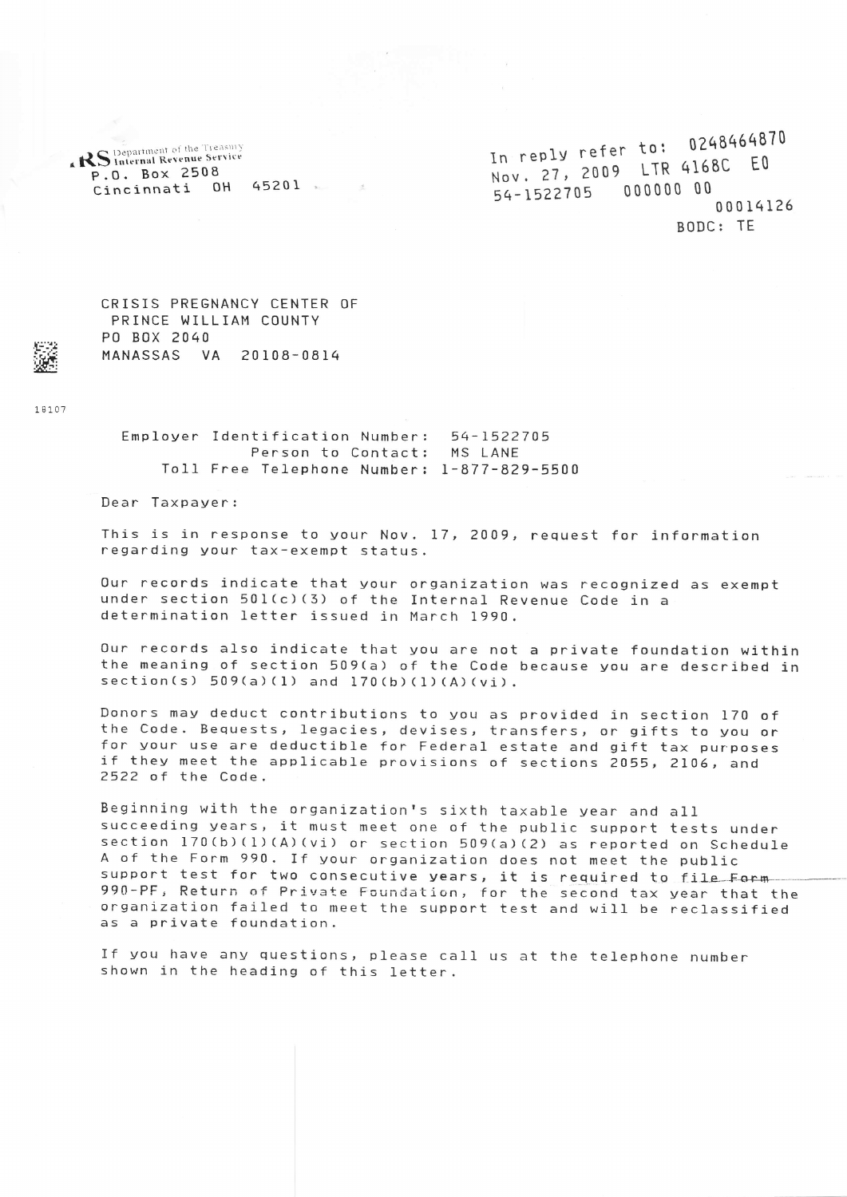IRS Department of the Treasury
Internal Revenue Service
P.O. Box 2508
Cincinnati OH 45201

In reply refer to: 0248464870
Nov. 27, 2009 LTR 4168C E0
54-1522705 000000 00
00014126
BODC: TE

CRISIS PREGNANCY CENTER OF
PRINCE WILLIAM COUNTY
PO BOX 2040
MANASSAS VA 20108-0814

18107

Employer Identification Number: 54-1522705
Person to Contact: MS LANE
Toll Free Telephone Number: 1-877-829-5500

Dear Taxpayer:

This is in response to your Nov. 17, 2009, request for information regarding your tax-exempt status.

Our records indicate that your organization was recognized as exempt under section 501(c)(3) of the Internal Revenue Code in a determination letter issued in March 1990.

Our records also indicate that you are not a private foundation within the meaning of section 509(a) of the Code because you are described in section(s) 509(a)(1) and 170(b)(1)(A)(vi).

Donors may deduct contributions to you as provided in section 170 of the Code. Bequests, legacies, devises, transfers, or gifts to you or for your use are deductible for Federal estate and gift tax purposes if they meet the applicable provisions of sections 2055, 2106, and 2522 of the Code.

Beginning with the organization's sixth taxable year and all succeeding years, it must meet one of the public support tests under section 170(b)(1)(A)(vi) or section 509(a)(2) as reported on Schedule A of the Form 990. If your organization does not meet the public support test for two consecutive years, it is required to file Form 990-PF, Return of Private Foundation, for the second tax year that the organization failed to meet the support test and will be reclassified as a private foundation.

If you have any questions, please call us at the telephone number shown in the heading of this letter.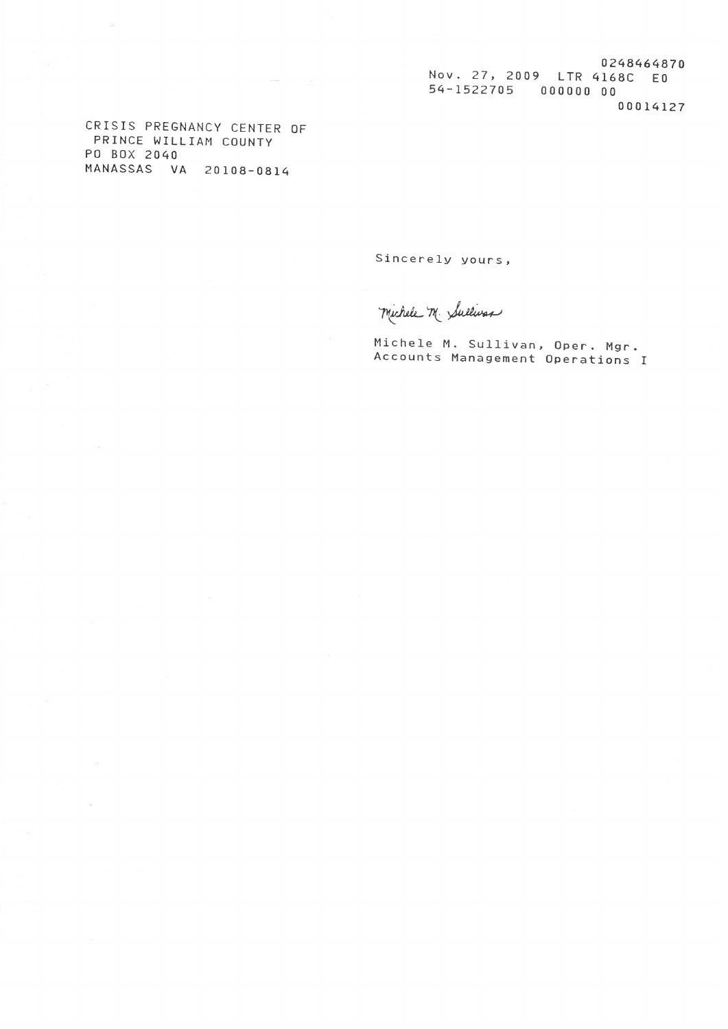0248464870
Nov. 27, 2009 LTR 4168C E0
54-1522705 000000 00
00014127

CRISIS PREGNANCY CENTER OF
PRINCE WILLIAM COUNTY
PO BOX 2040
MANASSAS VA 20108-0814

Sincerely yours,

Michele M. Sullivan

Michele M. Sullivan, Oper. Mgr.
Accounts Management Operations I